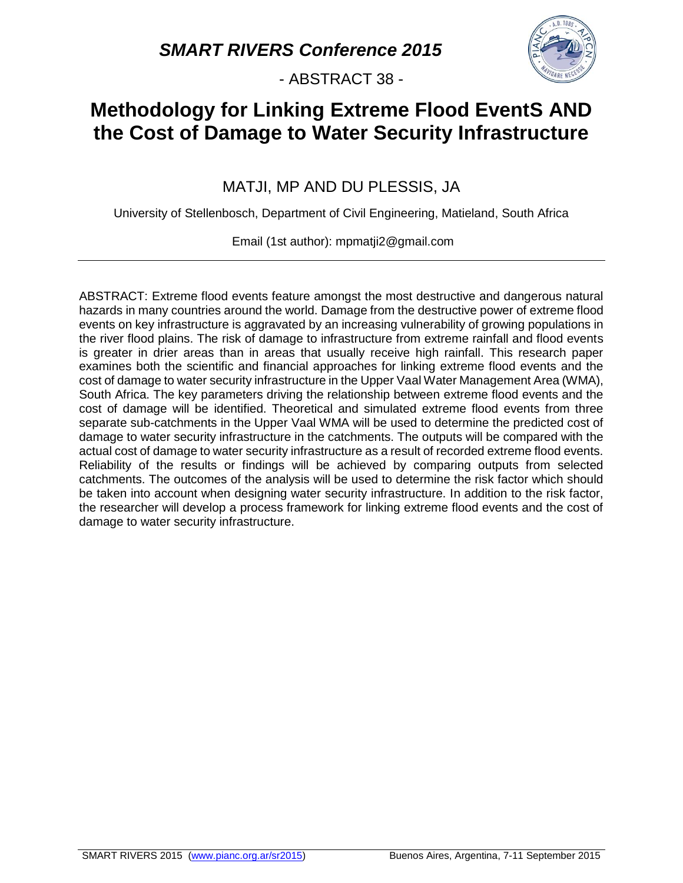*SMART RIVERS Conference 2015*

- ABSTRACT 38 -

# Methodology for Linking Extreme Flood EventS AND the Cost of Damage to Water Security Infrastructure

MATJI, MP AND DU PLESSIS, JA

University of Stellenbosch, Department of Civil Engineering, Matieland, South Africa

Email (1st author): mpmatji2@gmail.com

---

ABSTRACT: Extreme flood events feature amongst the most destructive and dangerous natural hazards in many countries around the world. Damage from the destructive power of extreme flood events on key infrastructure is aggravated by an increasing vulnerability of growing populations in the river flood plains. The risk of damage to infrastructure from extreme rainfall and flood events is greater in drier areas than in areas that usually receive high rainfall. This research paper examines both the scientific and financial approaches for linking extreme flood events and the cost of damage to water security infrastructure in the Upper Vaal Water Management Area (WMA), South Africa. The key parameters driving the relationship between extreme flood events and the cost of damage will be identified. Theoretical and simulated extreme flood events from three separate sub-catchments in the Upper Vaal WMA will be used to determine the predicted cost of damage to water security infrastructure in the catchments. The outputs will be compared with the actual cost of damage to water security infrastructure as a result of recorded extreme flood events. Reliability of the results or findings will be achieved by comparing outputs from selected catchments. The outcomes of the analysis will be used to determine the risk factor which should be taken into account when designing water security infrastructure. In addition to the risk factor, the researcher will develop a process framework for linking extreme flood events and the cost of damage to water security infrastructure.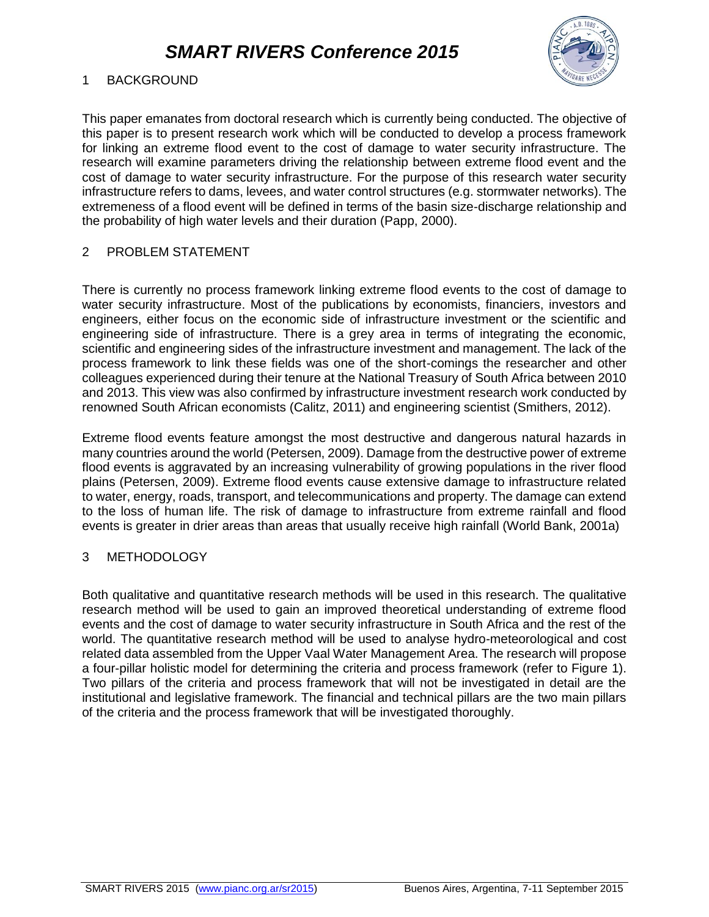## 1 BACKGROUND

This paper emanates from doctoral research which is currently being conducted. The objective of this paper is to present research work which will be conducted to develop a process framework for linking an extreme flood event to the cost of damage to water security infrastructure. The research will examine parameters driving the relationship between extreme flood event and the cost of damage to water security infrastructure. For the purpose of this research water security infrastructure refers to dams, levees, and water control structures (e.g. stormwater networks). The extremeness of a flood event will be defined in terms of the basin size-discharge relationship and the probability of high water levels and their duration (Papp, 2000).

## 2 PROBLEM STATEMENT

There is currently no process framework linking extreme flood events to the cost of damage to water security infrastructure. Most of the publications by economists, financiers, investors and engineers, either focus on the economic side of infrastructure investment or the scientific and engineering side of infrastructure. There is a grey area in terms of integrating the economic, scientific and engineering sides of the infrastructure investment and management. The lack of the process framework to link these fields was one of the short-comings the researcher and other colleagues experienced during their tenure at the National Treasury of South Africa between 2010 and 2013. This view was also confirmed by infrastructure investment research work conducted by renowned South African economists (Calitz, 2011) and engineering scientist (Smithers, 2012).

Extreme flood events feature amongst the most destructive and dangerous natural hazards in many countries around the world (Petersen, 2009). Damage from the destructive power of extreme flood events is aggravated by an increasing vulnerability of growing populations in the river flood plains (Petersen, 2009). Extreme flood events cause extensive damage to infrastructure related to water, energy, roads, transport, and telecommunications and property. The damage can extend to the loss of human life. The risk of damage to infrastructure from extreme rainfall and flood events is greater in drier areas than areas that usually receive high rainfall (World Bank, 2001a)

## 3 METHODOLOGY

Both qualitative and quantitative research methods will be used in this research. The qualitative research method will be used to gain an improved theoretical understanding of extreme flood events and the cost of damage to water security infrastructure in South Africa and the rest of the world. The quantitative research method will be used to analyse hydro-meteorological and cost related data assembled from the Upper Vaal Water Management Area. The research will propose a four-pillar holistic model for determining the criteria and process framework (refer to Figure 1). Two pillars of the criteria and process framework that will not be investigated in detail are the institutional and legislative framework. The financial and technical pillars are the two main pillars of the criteria and the process framework that will be investigated thoroughly.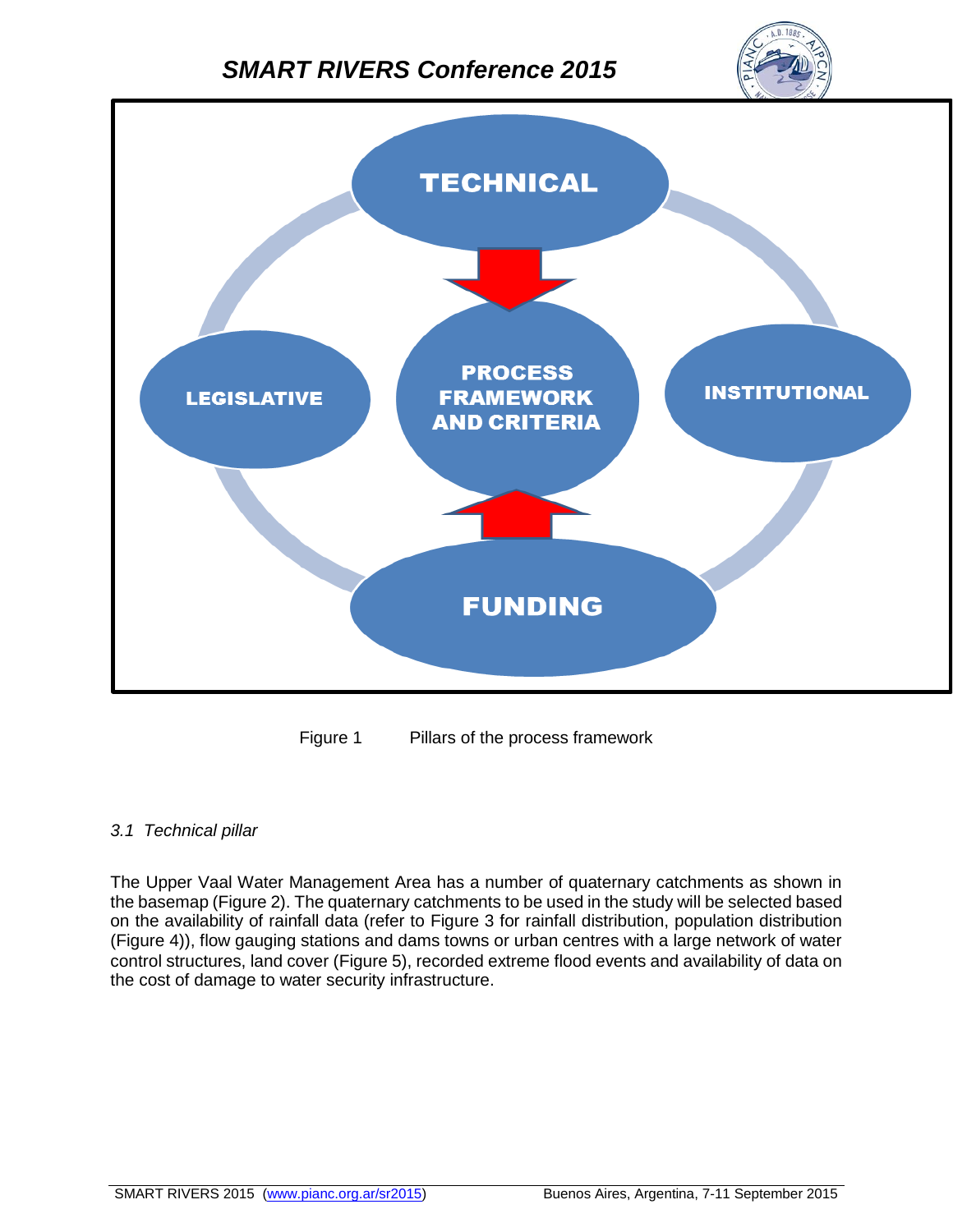TECHNICAL

LEGISLATIVE

PROCESS FRAMEWORK AND CRITERIA

INSTITUTIONAL

FUNDING

Figure 1 Pillars of the process framework

### *3.1 Technical pillar*

The Upper Vaal Water Management Area has a number of quaternary catchments as shown in the basemap (Figure 2). The quaternary catchments to be used in the study will be selected based on the availability of rainfall data (refer to Figure 3 for rainfall distribution, population distribution (Figure 4)), flow gauging stations and dams towns or urban centres with a large network of water control structures, land cover (Figure 5), recorded extreme flood events and availability of data on the cost of damage to water security infrastructure.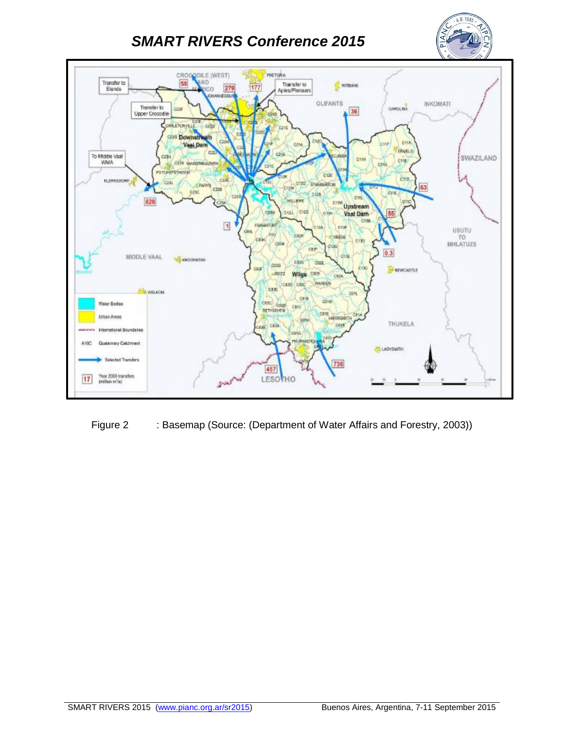Figure 2 : Basemap (Source: (Department of Water Affairs and Forestry, 2003))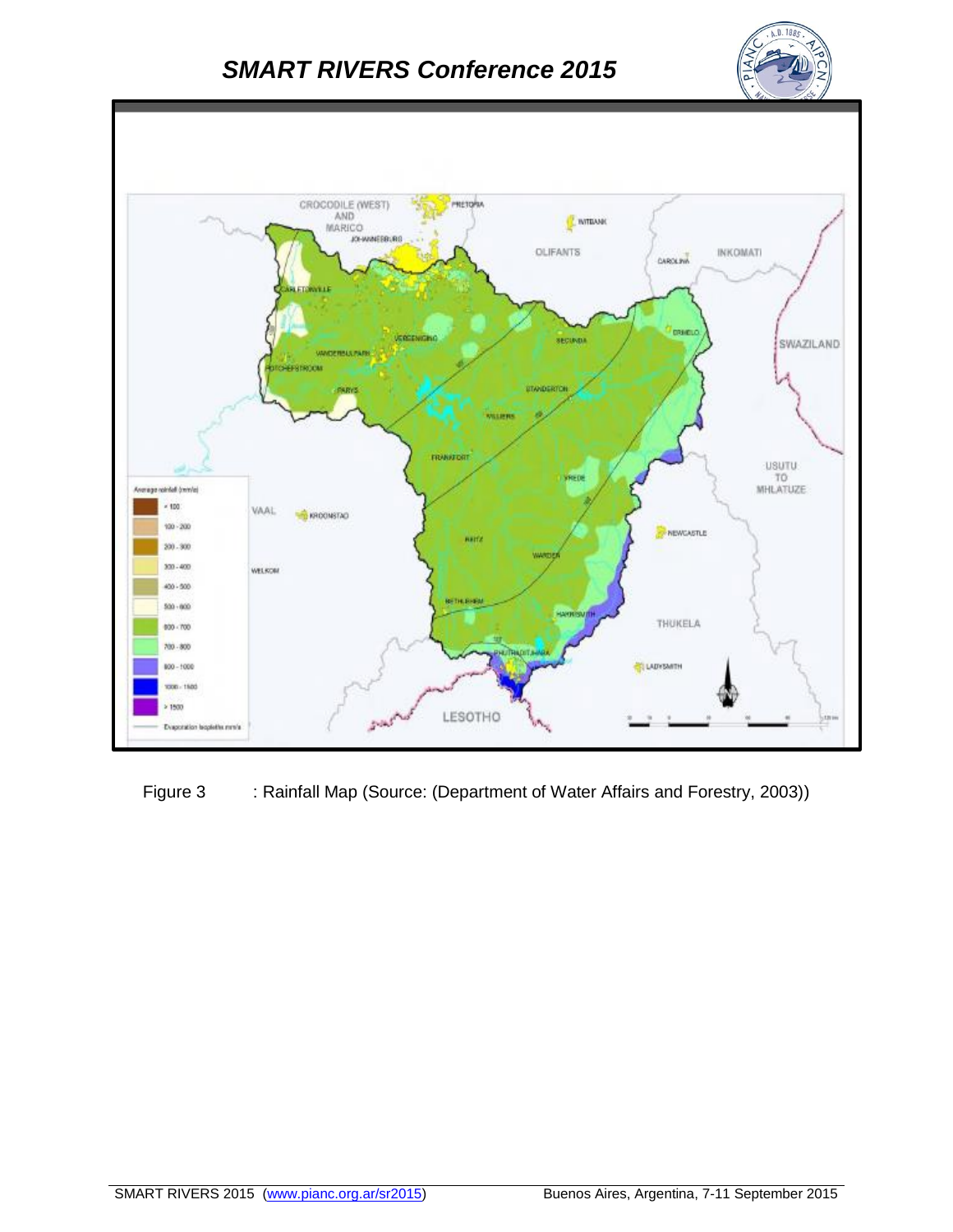Figure 3 : Rainfall Map (Source: (Department of Water Affairs and Forestry, 2003))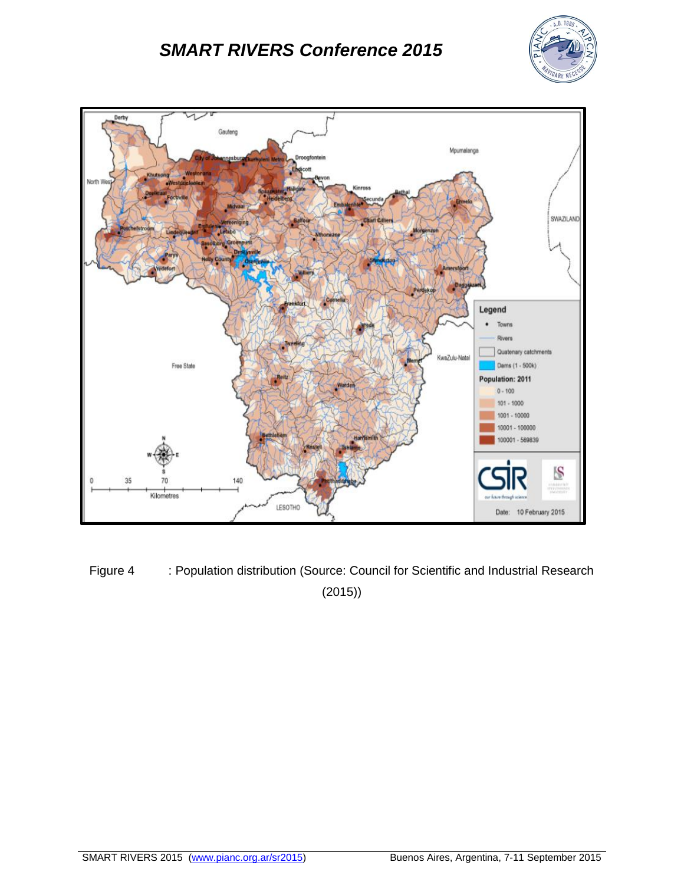Figure 4 : Population distribution (Source: Council for Scientific and Industrial Research (2015))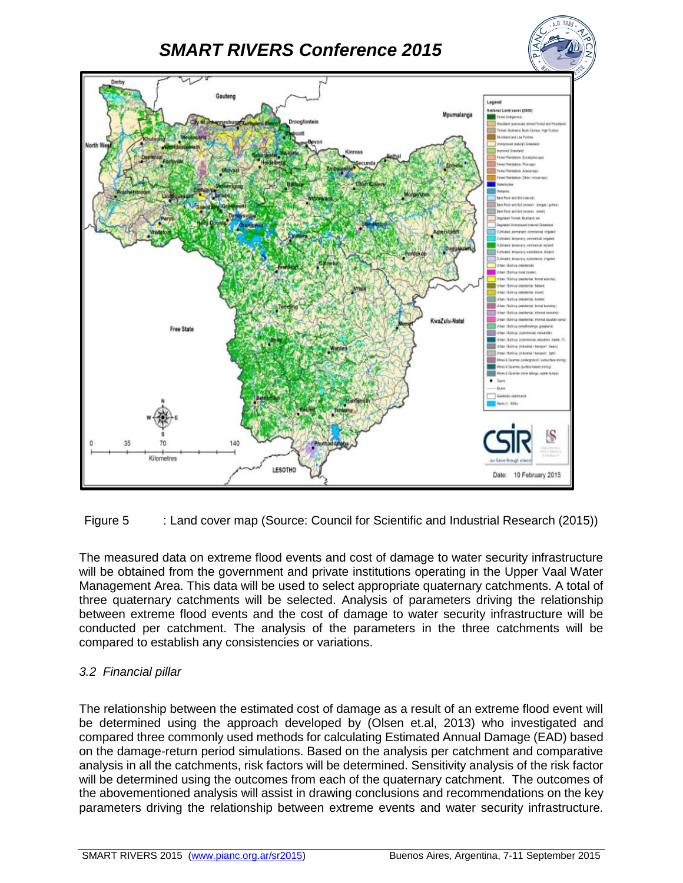Figure 5 : Land cover map (Source: Council for Scientific and Industrial Research (2015))

The measured data on extreme flood events and cost of damage to water security infrastructure will be obtained from the government and private institutions operating in the Upper Vaal Water Management Area. This data will be used to select appropriate quaternary catchments. A total of three quaternary catchments will be selected. Analysis of parameters driving the relationship between extreme flood events and the cost of damage to water security infrastructure will be conducted per catchment. The analysis of the parameters in the three catchments will be compared to establish any consistencies or variations.

### *3.2 Financial pillar*

The relationship between the estimated cost of damage as a result of an extreme flood event will be determined using the approach developed by (Olsen et.al, 2013) who investigated and compared three commonly used methods for calculating Estimated Annual Damage (EAD) based on the damage-return period simulations. Based on the analysis per catchment and comparative analysis in all the catchments, risk factors will be determined. Sensitivity analysis of the risk factor will be determined using the outcomes from each of the quaternary catchment. The outcomes of the abovementioned analysis will assist in drawing conclusions and recommendations on the key parameters driving the relationship between extreme events and water security infrastructure.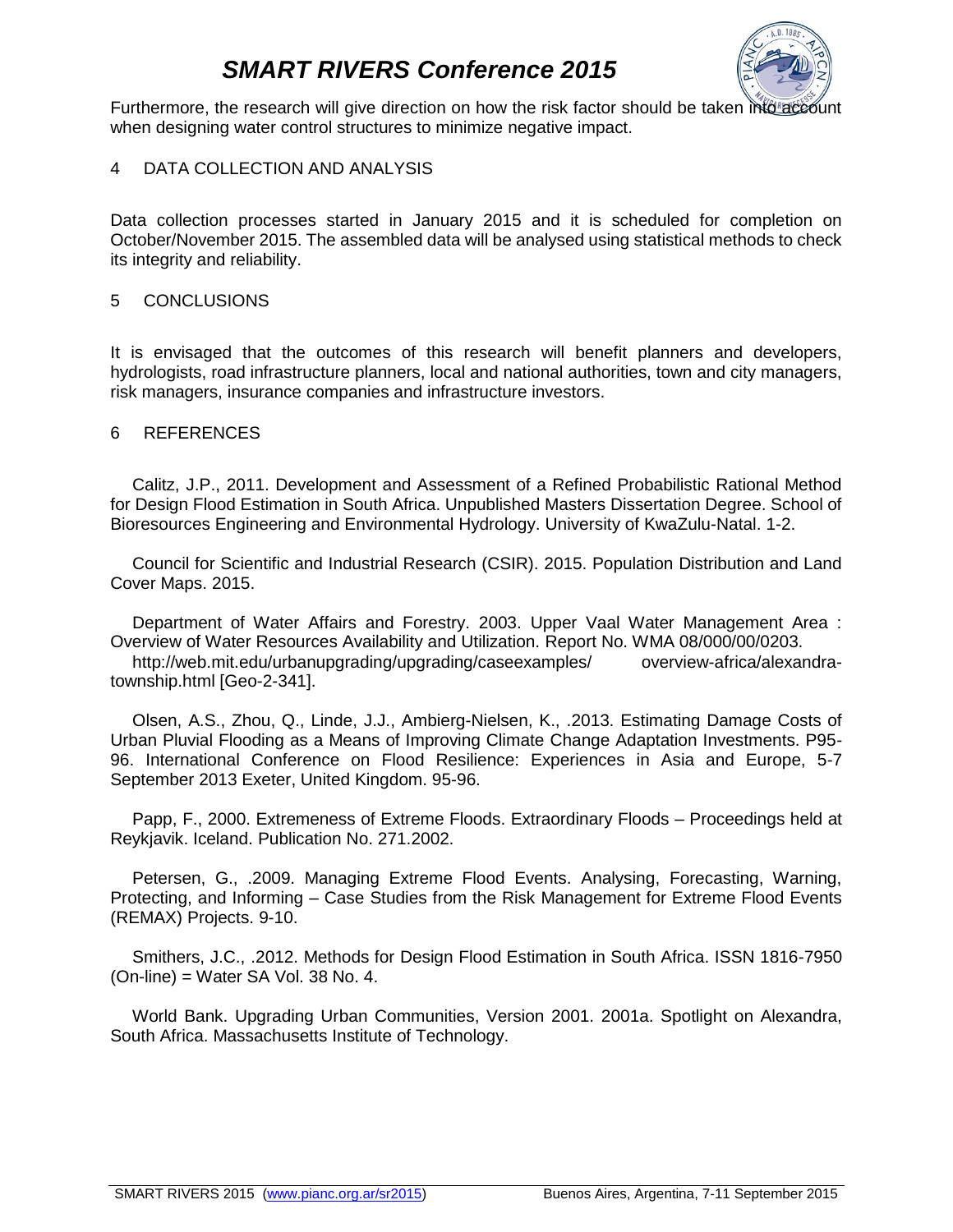Furthermore, the research will give direction on how the risk factor should be taken into account when designing water control structures to minimize negative impact.

## 4 DATA COLLECTION AND ANALYSIS

Data collection processes started in January 2015 and it is scheduled for completion on October/November 2015. The assembled data will be analysed using statistical methods to check its integrity and reliability.

## 5 CONCLUSIONS

It is envisaged that the outcomes of this research will benefit planners and developers, hydrologists, road infrastructure planners, local and national authorities, town and city managers, risk managers, insurance companies and infrastructure investors.

## 6 REFERENCES

Calitz, J.P., 2011. Development and Assessment of a Refined Probabilistic Rational Method for Design Flood Estimation in South Africa. Unpublished Masters Dissertation Degree. School of Bioresources Engineering and Environmental Hydrology. University of KwaZulu-Natal. 1-2.

Council for Scientific and Industrial Research (CSIR). 2015. Population Distribution and Land Cover Maps. 2015.

Department of Water Affairs and Forestry. 2003. Upper Vaal Water Management Area : Overview of Water Resources Availability and Utilization. Report No. WMA 08/000/00/0203.
http://web.mit.edu/urbanupgrading/upgrading/caseexamples/ overview-africa/alexandra-township.html [Geo-2-341].

Olsen, A.S., Zhou, Q., Linde, J.J., Ambierg-Nielsen, K., .2013. Estimating Damage Costs of Urban Pluvial Flooding as a Means of Improving Climate Change Adaptation Investments. P95-96. International Conference on Flood Resilience: Experiences in Asia and Europe, 5-7 September 2013 Exeter, United Kingdom. 95-96.

Papp, F., 2000. Extremeness of Extreme Floods. Extraordinary Floods – Proceedings held at Reykjavik. Iceland. Publication No. 271.2002.

Petersen, G., .2009. Managing Extreme Flood Events. Analysing, Forecasting, Warning, Protecting, and Informing – Case Studies from the Risk Management for Extreme Flood Events (REMAX) Projects. 9-10.

Smithers, J.C., .2012. Methods for Design Flood Estimation in South Africa. ISSN 1816-7950 (On-line) = Water SA Vol. 38 No. 4.

World Bank. Upgrading Urban Communities, Version 2001. 2001a. Spotlight on Alexandra, South Africa. Massachusetts Institute of Technology.